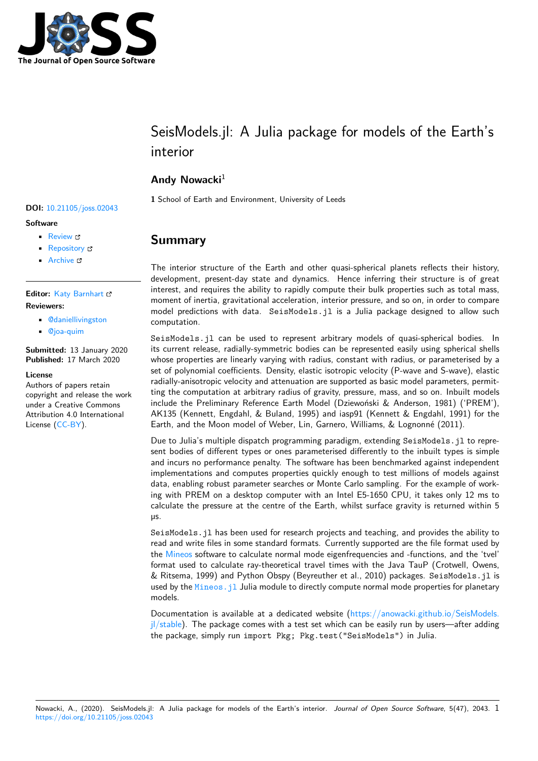# SeisModels.jl: A Julia package for models of the Earth's interior

**Andy Nowacki**[1]

**1** School of Earth and Environment, University of Leeds

**DOI:** 10.21105/joss.02043

**Software**

- Review
- Repository
- Archive

**Editor:** Katy Barnhart

**Reviewers:**

- @daniellivingston
- @joa-quim

**Submitted:** 13 January 2020
**Published:** 17 March 2020

**License**
Authors of papers retain copyright and release the work under a Creative Commons Attribution 4.0 International License (CC-BY).

## Summary

The interior structure of the Earth and other quasi-spherical planets reflects their history, development, present-day state and dynamics. Hence inferring their structure is of great interest, and requires the ability to rapidly compute their bulk properties such as total mass, moment of inertia, gravitational acceleration, interior pressure, and so on, in order to compare model predictions with data. `SeisModels.jl` is a Julia package designed to allow such computation.

`SeisModels.jl` can be used to represent arbitrary models of quasi-spherical bodies. In its current release, radially-symmetric bodies can be represented easily using spherical shells whose properties are linearly varying with radius, constant with radius, or parameterised by a set of polynomial coefficients. Density, elastic isotropic velocity (P-wave and S-wave), elastic radially-anisotropic velocity and attenuation are supported as basic model parameters, permitting the computation at arbitrary radius of gravity, pressure, mass, and so on. Inbuilt models include the Preliminary Reference Earth Model (Dziewoński & Anderson, 1981) ('PREM'), AK135 (Kennett, Engdahl, & Buland, 1995) and iasp91 (Kennett & Engdahl, 1991) for the Earth, and the Moon model of Weber, Lin, Garnero, Williams, & Lognonné (2011).

Due to Julia's multiple dispatch programming paradigm, extending `SeisModels.jl` to represent bodies of different types or ones parameterised differently to the inbuilt types is simple and incurs no performance penalty. The software has been benchmarked against independent implementations and computes properties quickly enough to test millions of models against data, enabling robust parameter searches or Monte Carlo sampling. For the example of working with PREM on a desktop computer with an Intel E5-1650 CPU, it takes only 12 ms to calculate the pressure at the centre of the Earth, whilst surface gravity is returned within 5 μs.

`SeisModels.jl` has been used for research projects and teaching, and provides the ability to read and write files in some standard formats. Currently supported are the file format used by the Mineos software to calculate normal mode eigenfrequencies and -functions, and the 'tvel' format used to calculate ray-theoretical travel times with the Java TauP (Crotwell, Owens, & Ritsema, 1999) and Python Obspy (Beyreuther et al., 2010) packages. `SeisModels.jl` is used by the `Mineos.jl` Julia module to directly compute normal mode properties for planetary models.

Documentation is available at a dedicated website (https://anowacki.github.io/SeisModels.jl/stable). The package comes with a test set which can be easily run by users—after adding the package, simply run `import Pkg; Pkg.test("SeisModels")` in Julia.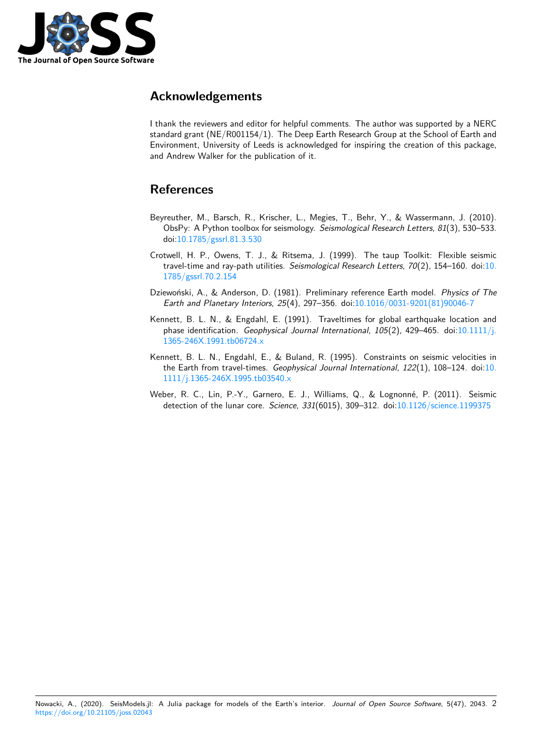## Acknowledgements

I thank the reviewers and editor for helpful comments. The author was supported by a NERC standard grant (NE/R001154/1). The Deep Earth Research Group at the School of Earth and Environment, University of Leeds is acknowledged for inspiring the creation of this package, and Andrew Walker for the publication of it.

## References

Beyreuther, M., Barsch, R., Krischer, L., Megies, T., Behr, Y., & Wassermann, J. (2010). ObsPy: A Python toolbox for seismology. *Seismological Research Letters*, *81*(3), 530–533. doi:10.1785/gssrl.81.3.530

Crotwell, H. P., Owens, T. J., & Ritsema, J. (1999). The taup Toolkit: Flexible seismic travel-time and ray-path utilities. *Seismological Research Letters*, *70*(2), 154–160. doi:10.1785/gssrl.70.2.154

Dziewoński, A., & Anderson, D. (1981). Preliminary reference Earth model. *Physics of The Earth and Planetary Interiors*, *25*(4), 297–356. doi:10.1016/0031-9201(81)90046-7

Kennett, B. L. N., & Engdahl, E. (1991). Traveltimes for global earthquake location and phase identification. *Geophysical Journal International*, *105*(2), 429–465. doi:10.1111/j.1365-246X.1991.tb06724.x

Kennett, B. L. N., Engdahl, E., & Buland, R. (1995). Constraints on seismic velocities in the Earth from travel-times. *Geophysical Journal International*, *122*(1), 108–124. doi:10.1111/j.1365-246X.1995.tb03540.x

Weber, R. C., Lin, P.-Y., Garnero, E. J., Williams, Q., & Lognonné, P. (2011). Seismic detection of the lunar core. *Science*, *331*(6015), 309–312. doi:10.1126/science.1199375